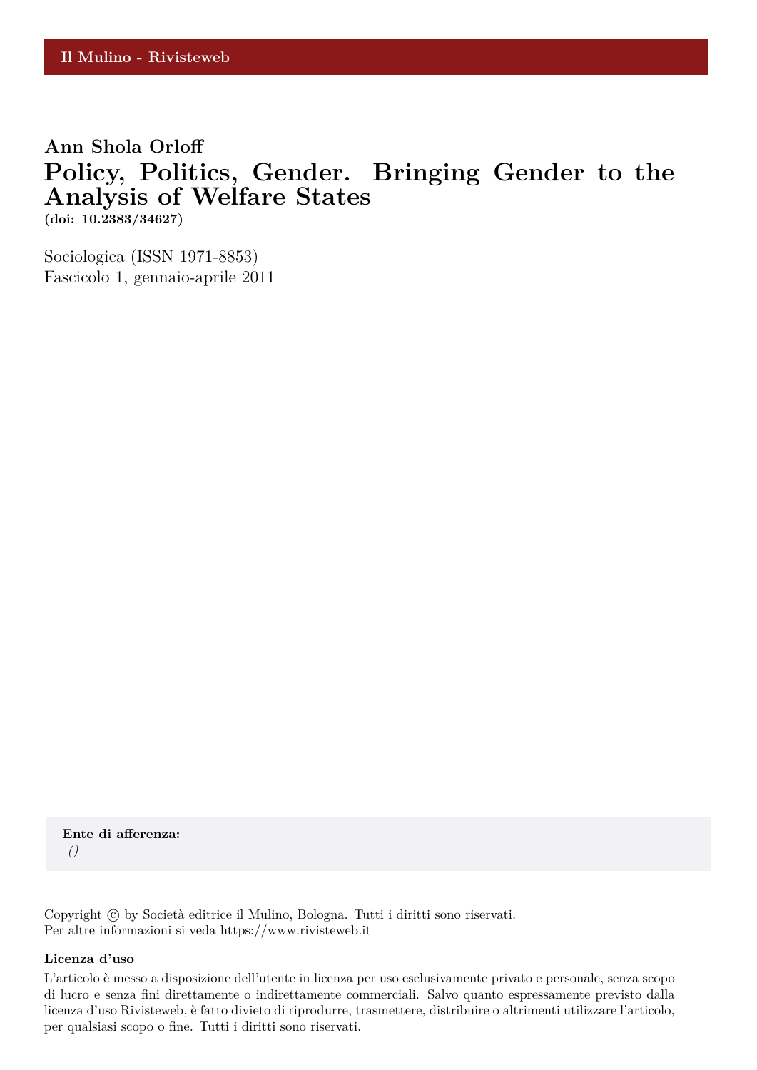Il Mulino - Rivisteweb

**Ann Shola Orloff**

# Policy, Politics, Gender. Bringing Gender to the Analysis of Welfare States

**(doi: 10.2383/34627)**

Sociologica (ISSN 1971-8853)
Fascicolo 1, gennaio-aprile 2011

**Ente di afferenza:**
*()*

Copyright © by Società editrice il Mulino, Bologna. Tutti i diritti sono riservati.
Per altre informazioni si veda https://www.rivisteweb.it

**Licenza d'uso**

L'articolo è messo a disposizione dell'utente in licenza per uso esclusivamente privato e personale, senza scopo di lucro e senza fini direttamente o indirettamente commerciali. Salvo quanto espressamente previsto dalla licenza d'uso Rivisteweb, è fatto divieto di riprodurre, trasmettere, distribuire o altrimenti utilizzare l'articolo, per qualsiasi scopo o fine. Tutti i diritti sono riservati.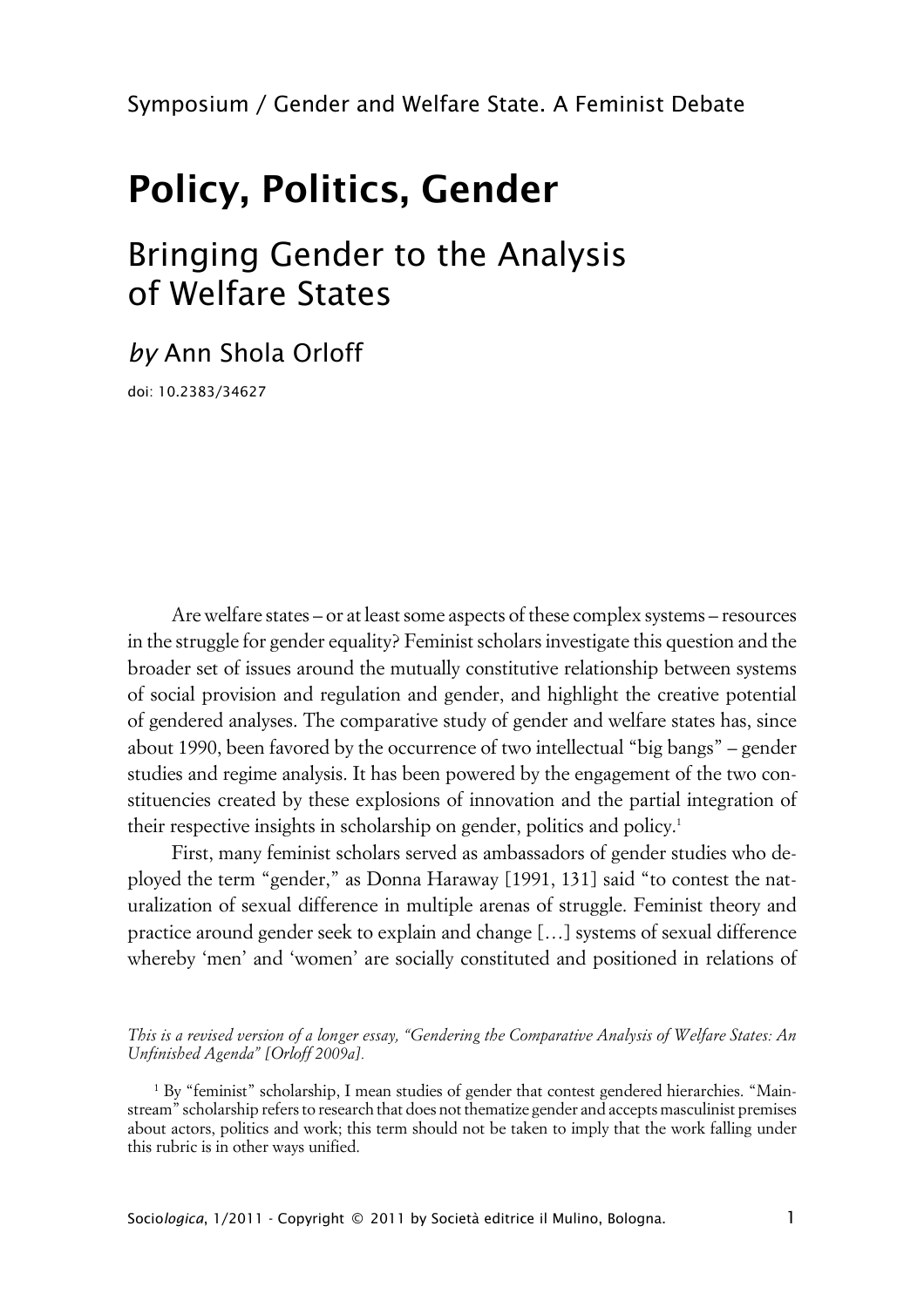Symposium / Gender and Welfare State. A Feminist Debate

# Policy, Politics, Gender

## Bringing Gender to the Analysis of Welfare States

*by* Ann Shola Orloff

doi: 10.2383/34627

Are welfare states – or at least some aspects of these complex systems – resources in the struggle for gender equality? Feminist scholars investigate this question and the broader set of issues around the mutually constitutive relationship between systems of social provision and regulation and gender, and highlight the creative potential of gendered analyses. The comparative study of gender and welfare states has, since about 1990, been favored by the occurrence of two intellectual "big bangs" – gender studies and regime analysis. It has been powered by the engagement of the two constituencies created by these explosions of innovation and the partial integration of their respective insights in scholarship on gender, politics and policy.[1]

First, many feminist scholars served as ambassadors of gender studies who deployed the term "gender," as Donna Haraway [1991, 131] said "to contest the naturalization of sexual difference in multiple arenas of struggle. Feminist theory and practice around gender seek to explain and change […] systems of sexual difference whereby 'men' and 'women' are socially constituted and positioned in relations of

*This is a revised version of a longer essay, "Gendering the Comparative Analysis of Welfare States: An Unfinished Agenda" [Orloff 2009a].*

[1] By "feminist" scholarship, I mean studies of gender that contest gendered hierarchies. "Mainstream" scholarship refers to research that does not thematize gender and accepts masculinist premises about actors, politics and work; this term should not be taken to imply that the work falling under this rubric is in other ways unified.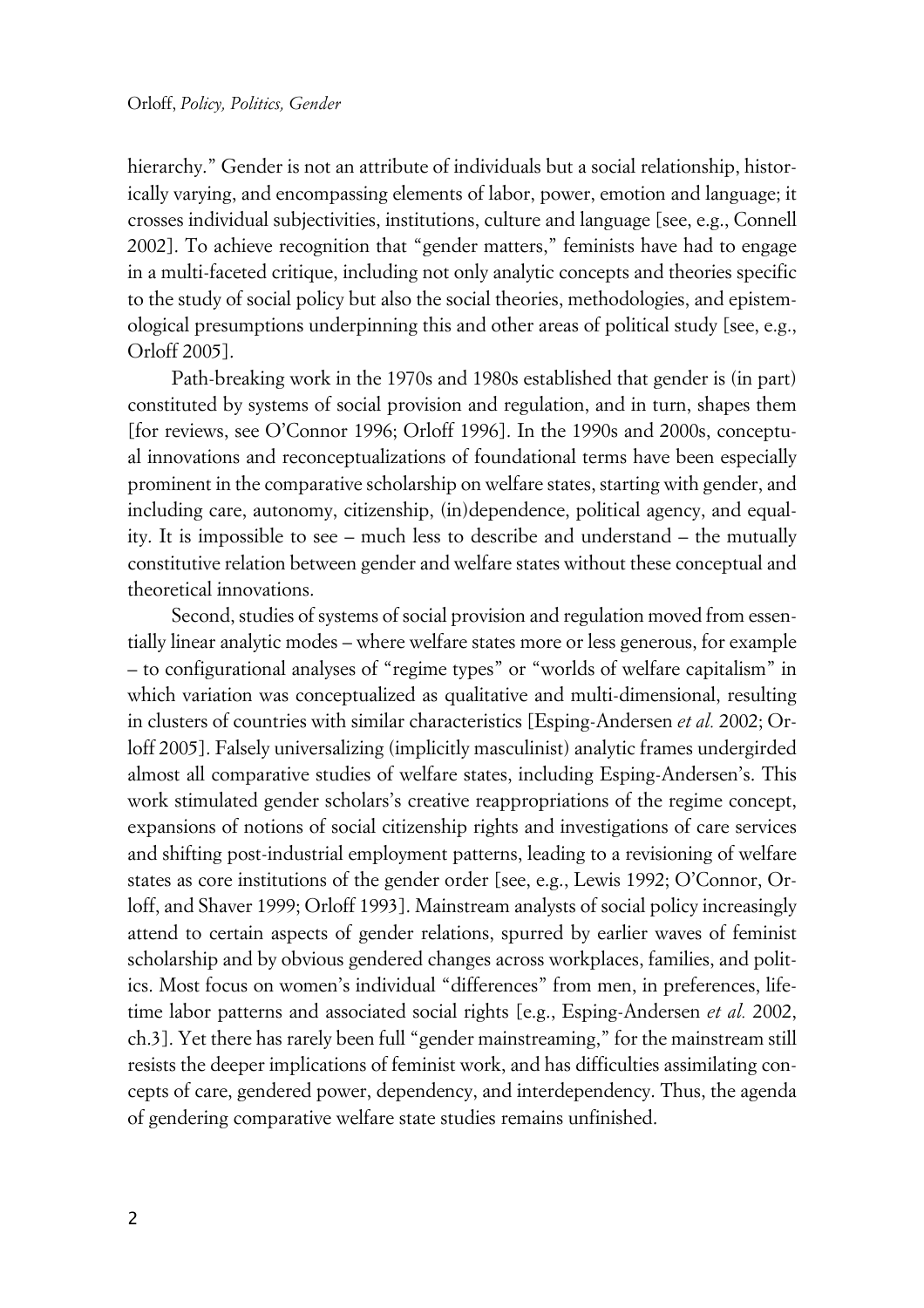hierarchy." Gender is not an attribute of individuals but a social relationship, historically varying, and encompassing elements of labor, power, emotion and language; it crosses individual subjectivities, institutions, culture and language [see, e.g., Connell 2002]. To achieve recognition that "gender matters," feminists have had to engage in a multi-faceted critique, including not only analytic concepts and theories specific to the study of social policy but also the social theories, methodologies, and epistemological presumptions underpinning this and other areas of political study [see, e.g., Orloff 2005].

Path-breaking work in the 1970s and 1980s established that gender is (in part) constituted by systems of social provision and regulation, and in turn, shapes them [for reviews, see O'Connor 1996; Orloff 1996]. In the 1990s and 2000s, conceptual innovations and reconceptualizations of foundational terms have been especially prominent in the comparative scholarship on welfare states, starting with gender, and including care, autonomy, citizenship, (in)dependence, political agency, and equality. It is impossible to see – much less to describe and understand – the mutually constitutive relation between gender and welfare states without these conceptual and theoretical innovations.

Second, studies of systems of social provision and regulation moved from essentially linear analytic modes – where welfare states more or less generous, for example – to configurational analyses of "regime types" or "worlds of welfare capitalism" in which variation was conceptualized as qualitative and multi-dimensional, resulting in clusters of countries with similar characteristics [Esping-Andersen *et al.* 2002; Orloff 2005]. Falsely universalizing (implicitly masculinist) analytic frames undergirded almost all comparative studies of welfare states, including Esping-Andersen's. This work stimulated gender scholars's creative reappropriations of the regime concept, expansions of notions of social citizenship rights and investigations of care services and shifting post-industrial employment patterns, leading to a revisioning of welfare states as core institutions of the gender order [see, e.g., Lewis 1992; O'Connor, Orloff, and Shaver 1999; Orloff 1993]. Mainstream analysts of social policy increasingly attend to certain aspects of gender relations, spurred by earlier waves of feminist scholarship and by obvious gendered changes across workplaces, families, and politics. Most focus on women's individual "differences" from men, in preferences, lifetime labor patterns and associated social rights [e.g., Esping-Andersen *et al.* 2002, ch.3]. Yet there has rarely been full "gender mainstreaming," for the mainstream still resists the deeper implications of feminist work, and has difficulties assimilating concepts of care, gendered power, dependency, and interdependency. Thus, the agenda of gendering comparative welfare state studies remains unfinished.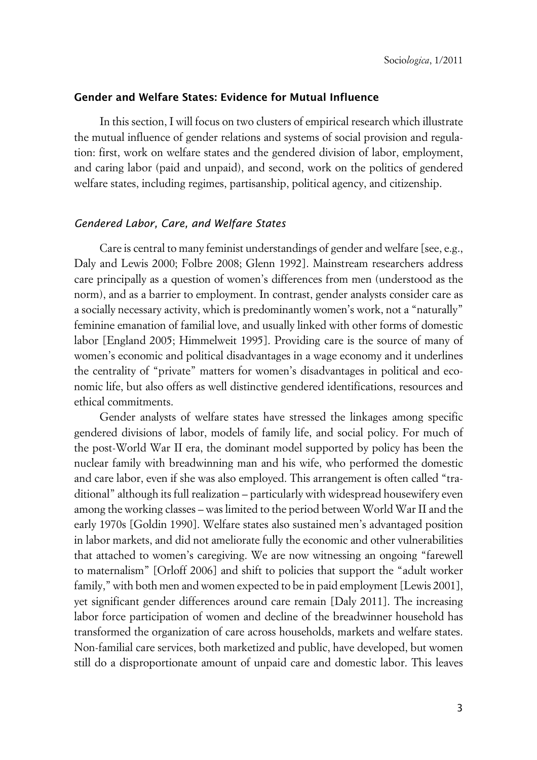## Gender and Welfare States: Evidence for Mutual Influence

In this section, I will focus on two clusters of empirical research which illustrate the mutual influence of gender relations and systems of social provision and regulation: first, work on welfare states and the gendered division of labor, employment, and caring labor (paid and unpaid), and second, work on the politics of gendered welfare states, including regimes, partisanship, political agency, and citizenship.

### *Gendered Labor, Care, and Welfare States*

Care is central to many feminist understandings of gender and welfare [see, e.g., Daly and Lewis 2000; Folbre 2008; Glenn 1992]. Mainstream researchers address care principally as a question of women's differences from men (understood as the norm), and as a barrier to employment. In contrast, gender analysts consider care as a socially necessary activity, which is predominantly women's work, not a "naturally" feminine emanation of familial love, and usually linked with other forms of domestic labor [England 2005; Himmelweit 1995]. Providing care is the source of many of women's economic and political disadvantages in a wage economy and it underlines the centrality of "private" matters for women's disadvantages in political and economic life, but also offers as well distinctive gendered identifications, resources and ethical commitments.

Gender analysts of welfare states have stressed the linkages among specific gendered divisions of labor, models of family life, and social policy. For much of the post-World War II era, the dominant model supported by policy has been the nuclear family with breadwinning man and his wife, who performed the domestic and care labor, even if she was also employed. This arrangement is often called "traditional" although its full realization – particularly with widespread housewifery even among the working classes – was limited to the period between World War II and the early 1970s [Goldin 1990]. Welfare states also sustained men's advantaged position in labor markets, and did not ameliorate fully the economic and other vulnerabilities that attached to women's caregiving. We are now witnessing an ongoing "farewell to maternalism" [Orloff 2006] and shift to policies that support the "adult worker family," with both men and women expected to be in paid employment [Lewis 2001], yet significant gender differences around care remain [Daly 2011]. The increasing labor force participation of women and decline of the breadwinner household has transformed the organization of care across households, markets and welfare states. Non-familial care services, both marketized and public, have developed, but women still do a disproportionate amount of unpaid care and domestic labor. This leaves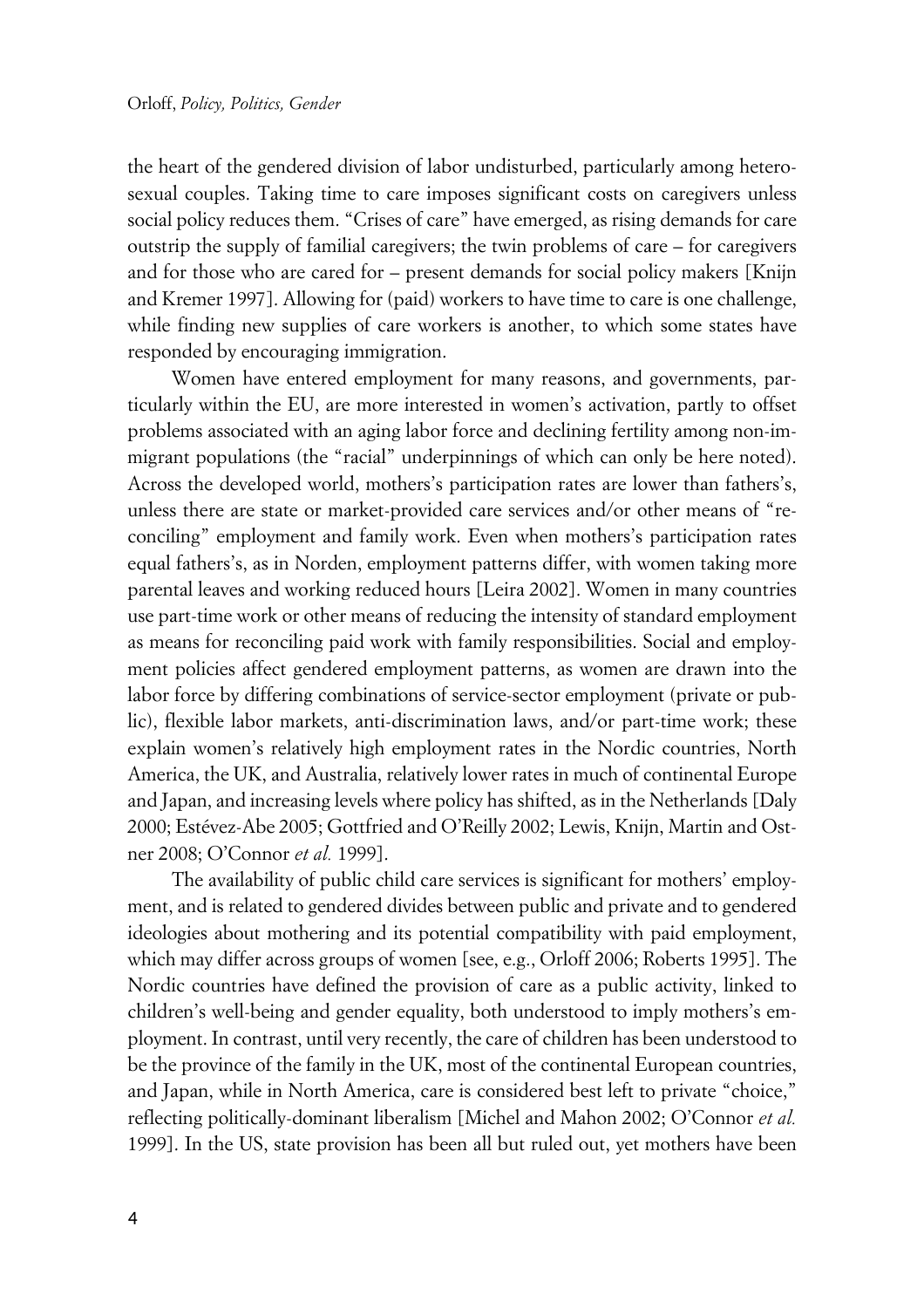the heart of the gendered division of labor undisturbed, particularly among heterosexual couples. Taking time to care imposes significant costs on caregivers unless social policy reduces them. "Crises of care" have emerged, as rising demands for care outstrip the supply of familial caregivers; the twin problems of care – for caregivers and for those who are cared for – present demands for social policy makers [Knijn and Kremer 1997]. Allowing for (paid) workers to have time to care is one challenge, while finding new supplies of care workers is another, to which some states have responded by encouraging immigration.

Women have entered employment for many reasons, and governments, particularly within the EU, are more interested in women's activation, partly to offset problems associated with an aging labor force and declining fertility among non-immigrant populations (the "racial" underpinnings of which can only be here noted). Across the developed world, mothers's participation rates are lower than fathers's, unless there are state or market-provided care services and/or other means of "reconciling" employment and family work. Even when mothers's participation rates equal fathers's, as in Norden, employment patterns differ, with women taking more parental leaves and working reduced hours [Leira 2002]. Women in many countries use part-time work or other means of reducing the intensity of standard employment as means for reconciling paid work with family responsibilities. Social and employment policies affect gendered employment patterns, as women are drawn into the labor force by differing combinations of service-sector employment (private or public), flexible labor markets, anti-discrimination laws, and/or part-time work; these explain women's relatively high employment rates in the Nordic countries, North America, the UK, and Australia, relatively lower rates in much of continental Europe and Japan, and increasing levels where policy has shifted, as in the Netherlands [Daly 2000; Estévez-Abe 2005; Gottfried and O'Reilly 2002; Lewis, Knijn, Martin and Ostner 2008; O'Connor *et al.* 1999].

The availability of public child care services is significant for mothers' employment, and is related to gendered divides between public and private and to gendered ideologies about mothering and its potential compatibility with paid employment, which may differ across groups of women [see, e.g., Orloff 2006; Roberts 1995]. The Nordic countries have defined the provision of care as a public activity, linked to children's well-being and gender equality, both understood to imply mothers's employment. In contrast, until very recently, the care of children has been understood to be the province of the family in the UK, most of the continental European countries, and Japan, while in North America, care is considered best left to private "choice," reflecting politically-dominant liberalism [Michel and Mahon 2002; O'Connor *et al.* 1999]. In the US, state provision has been all but ruled out, yet mothers have been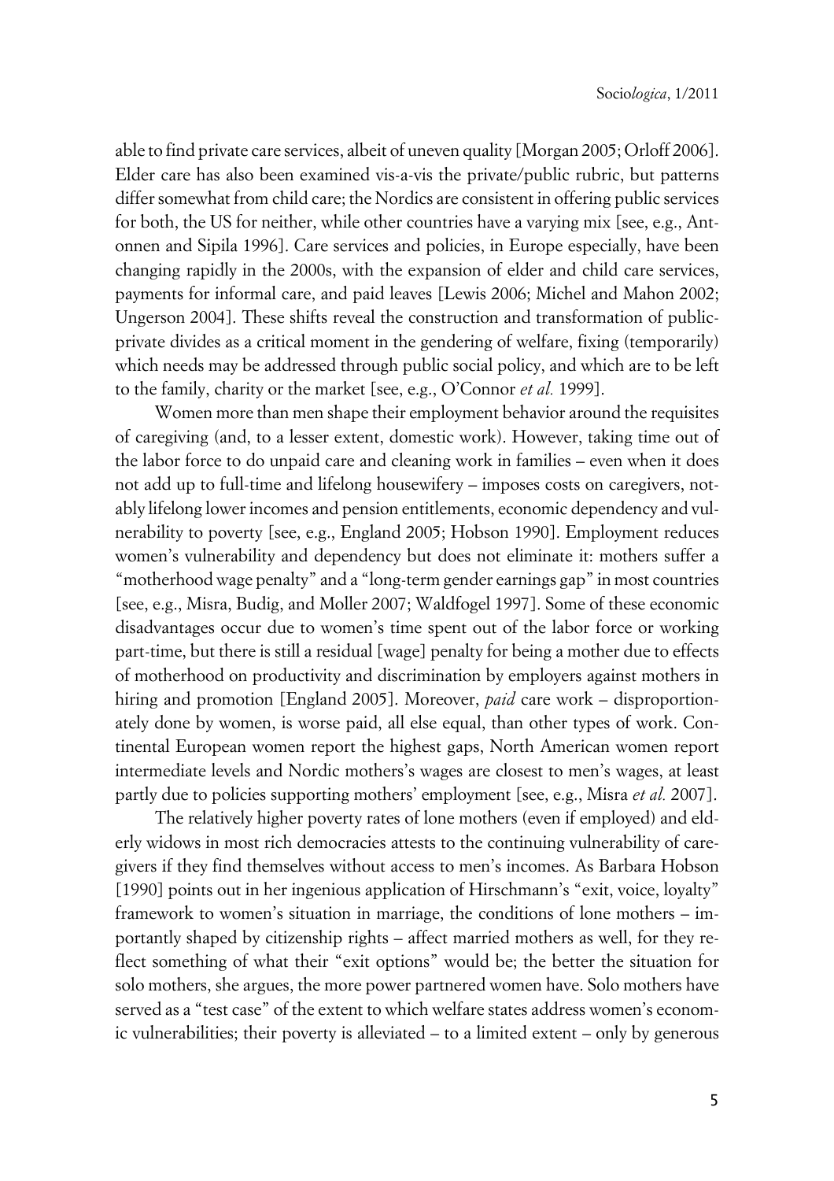able to find private care services, albeit of uneven quality [Morgan 2005; Orloff 2006]. Elder care has also been examined vis-a-vis the private/public rubric, but patterns differ somewhat from child care; the Nordics are consistent in offering public services for both, the US for neither, while other countries have a varying mix [see, e.g., Antonnen and Sipila 1996]. Care services and policies, in Europe especially, have been changing rapidly in the 2000s, with the expansion of elder and child care services, payments for informal care, and paid leaves [Lewis 2006; Michel and Mahon 2002; Ungerson 2004]. These shifts reveal the construction and transformation of public-private divides as a critical moment in the gendering of welfare, fixing (temporarily) which needs may be addressed through public social policy, and which are to be left to the family, charity or the market [see, e.g., O'Connor *et al.* 1999].

Women more than men shape their employment behavior around the requisites of caregiving (and, to a lesser extent, domestic work). However, taking time out of the labor force to do unpaid care and cleaning work in families – even when it does not add up to full-time and lifelong housewifery – imposes costs on caregivers, notably lifelong lower incomes and pension entitlements, economic dependency and vulnerability to poverty [see, e.g., England 2005; Hobson 1990]. Employment reduces women's vulnerability and dependency but does not eliminate it: mothers suffer a "motherhood wage penalty" and a "long-term gender earnings gap" in most countries [see, e.g., Misra, Budig, and Moller 2007; Waldfogel 1997]. Some of these economic disadvantages occur due to women's time spent out of the labor force or working part-time, but there is still a residual [wage] penalty for being a mother due to effects of motherhood on productivity and discrimination by employers against mothers in hiring and promotion [England 2005]. Moreover, *paid* care work – disproportionately done by women, is worse paid, all else equal, than other types of work. Continental European women report the highest gaps, North American women report intermediate levels and Nordic mothers's wages are closest to men's wages, at least partly due to policies supporting mothers' employment [see, e.g., Misra *et al.* 2007].

The relatively higher poverty rates of lone mothers (even if employed) and elderly widows in most rich democracies attests to the continuing vulnerability of caregivers if they find themselves without access to men's incomes. As Barbara Hobson [1990] points out in her ingenious application of Hirschmann's "exit, voice, loyalty" framework to women's situation in marriage, the conditions of lone mothers – importantly shaped by citizenship rights – affect married mothers as well, for they reflect something of what their "exit options" would be; the better the situation for solo mothers, she argues, the more power partnered women have. Solo mothers have served as a "test case" of the extent to which welfare states address women's economic vulnerabilities; their poverty is alleviated – to a limited extent – only by generous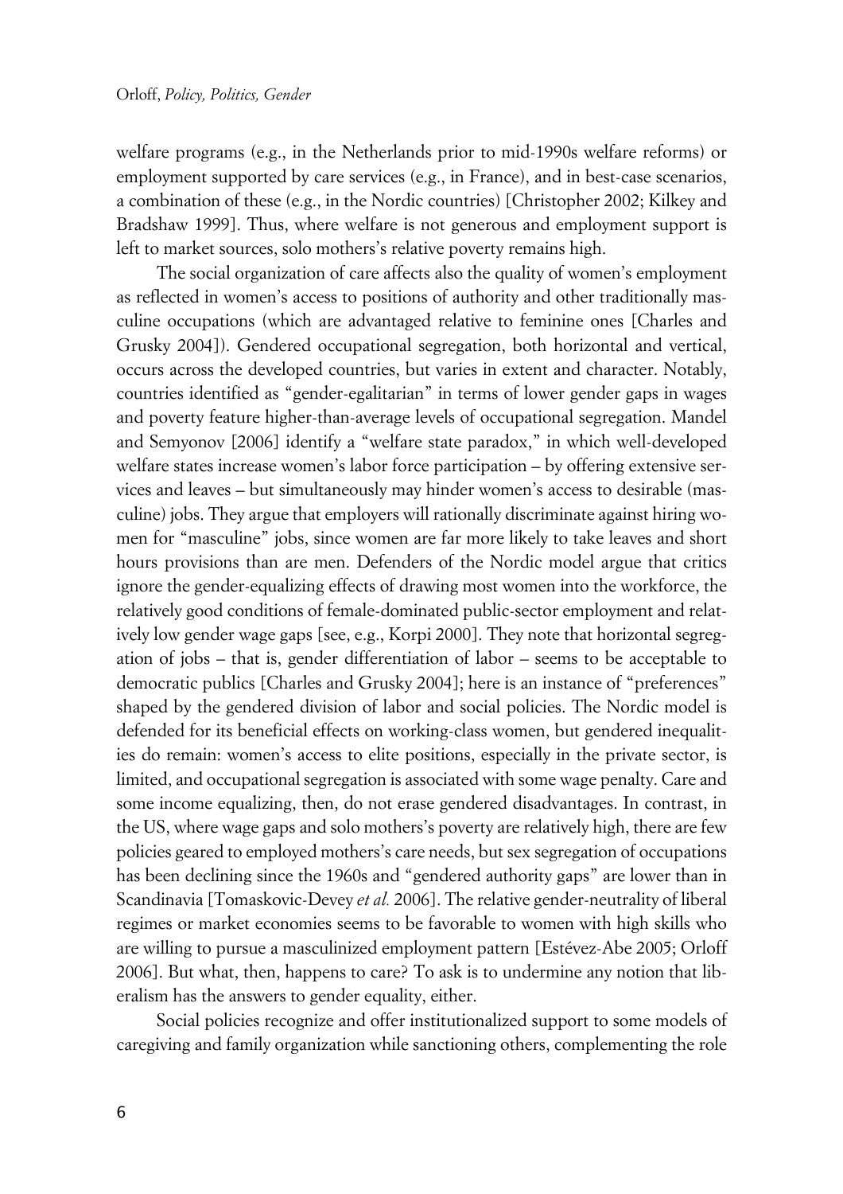welfare programs (e.g., in the Netherlands prior to mid-1990s welfare reforms) or employment supported by care services (e.g., in France), and in best-case scenarios, a combination of these (e.g., in the Nordic countries) [Christopher 2002; Kilkey and Bradshaw 1999]. Thus, where welfare is not generous and employment support is left to market sources, solo mothers's relative poverty remains high.

The social organization of care affects also the quality of women's employment as reflected in women's access to positions of authority and other traditionally masculine occupations (which are advantaged relative to feminine ones [Charles and Grusky 2004]). Gendered occupational segregation, both horizontal and vertical, occurs across the developed countries, but varies in extent and character. Notably, countries identified as "gender-egalitarian" in terms of lower gender gaps in wages and poverty feature higher-than-average levels of occupational segregation. Mandel and Semyonov [2006] identify a "welfare state paradox," in which well-developed welfare states increase women's labor force participation – by offering extensive services and leaves – but simultaneously may hinder women's access to desirable (masculine) jobs. They argue that employers will rationally discriminate against hiring women for "masculine" jobs, since women are far more likely to take leaves and short hours provisions than are men. Defenders of the Nordic model argue that critics ignore the gender-equalizing effects of drawing most women into the workforce, the relatively good conditions of female-dominated public-sector employment and relatively low gender wage gaps [see, e.g., Korpi 2000]. They note that horizontal segregation of jobs – that is, gender differentiation of labor – seems to be acceptable to democratic publics [Charles and Grusky 2004]; here is an instance of "preferences" shaped by the gendered division of labor and social policies. The Nordic model is defended for its beneficial effects on working-class women, but gendered inequalities do remain: women's access to elite positions, especially in the private sector, is limited, and occupational segregation is associated with some wage penalty. Care and some income equalizing, then, do not erase gendered disadvantages. In contrast, in the US, where wage gaps and solo mothers's poverty are relatively high, there are few policies geared to employed mothers's care needs, but sex segregation of occupations has been declining since the 1960s and "gendered authority gaps" are lower than in Scandinavia [Tomaskovic-Devey *et al.* 2006]. The relative gender-neutrality of liberal regimes or market economies seems to be favorable to women with high skills who are willing to pursue a masculinized employment pattern [Estévez-Abe 2005; Orloff 2006]. But what, then, happens to care? To ask is to undermine any notion that liberalism has the answers to gender equality, either.

Social policies recognize and offer institutionalized support to some models of caregiving and family organization while sanctioning others, complementing the role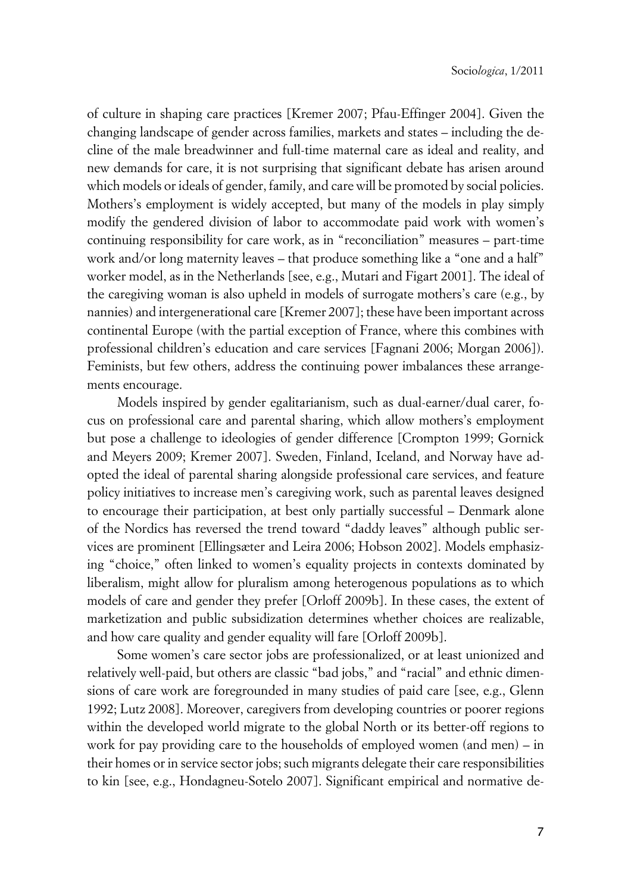of culture in shaping care practices [Kremer 2007; Pfau-Effinger 2004]. Given the changing landscape of gender across families, markets and states – including the decline of the male breadwinner and full-time maternal care as ideal and reality, and new demands for care, it is not surprising that significant debate has arisen around which models or ideals of gender, family, and care will be promoted by social policies. Mothers's employment is widely accepted, but many of the models in play simply modify the gendered division of labor to accommodate paid work with women's continuing responsibility for care work, as in "reconciliation" measures – part-time work and/or long maternity leaves – that produce something like a "one and a half" worker model, as in the Netherlands [see, e.g., Mutari and Figart 2001]. The ideal of the caregiving woman is also upheld in models of surrogate mothers's care (e.g., by nannies) and intergenerational care [Kremer 2007]; these have been important across continental Europe (with the partial exception of France, where this combines with professional children's education and care services [Fagnani 2006; Morgan 2006]). Feminists, but few others, address the continuing power imbalances these arrangements encourage.

Models inspired by gender egalitarianism, such as dual-earner/dual carer, focus on professional care and parental sharing, which allow mothers's employment but pose a challenge to ideologies of gender difference [Crompton 1999; Gornick and Meyers 2009; Kremer 2007]. Sweden, Finland, Iceland, and Norway have adopted the ideal of parental sharing alongside professional care services, and feature policy initiatives to increase men's caregiving work, such as parental leaves designed to encourage their participation, at best only partially successful – Denmark alone of the Nordics has reversed the trend toward "daddy leaves" although public services are prominent [Ellingsæter and Leira 2006; Hobson 2002]. Models emphasizing "choice," often linked to women's equality projects in contexts dominated by liberalism, might allow for pluralism among heterogenous populations as to which models of care and gender they prefer [Orloff 2009b]. In these cases, the extent of marketization and public subsidization determines whether choices are realizable, and how care quality and gender equality will fare [Orloff 2009b].

Some women's care sector jobs are professionalized, or at least unionized and relatively well-paid, but others are classic "bad jobs," and "racial" and ethnic dimensions of care work are foregrounded in many studies of paid care [see, e.g., Glenn 1992; Lutz 2008]. Moreover, caregivers from developing countries or poorer regions within the developed world migrate to the global North or its better-off regions to work for pay providing care to the households of employed women (and men) – in their homes or in service sector jobs; such migrants delegate their care responsibilities to kin [see, e.g., Hondagneu-Sotelo 2007]. Significant empirical and normative de-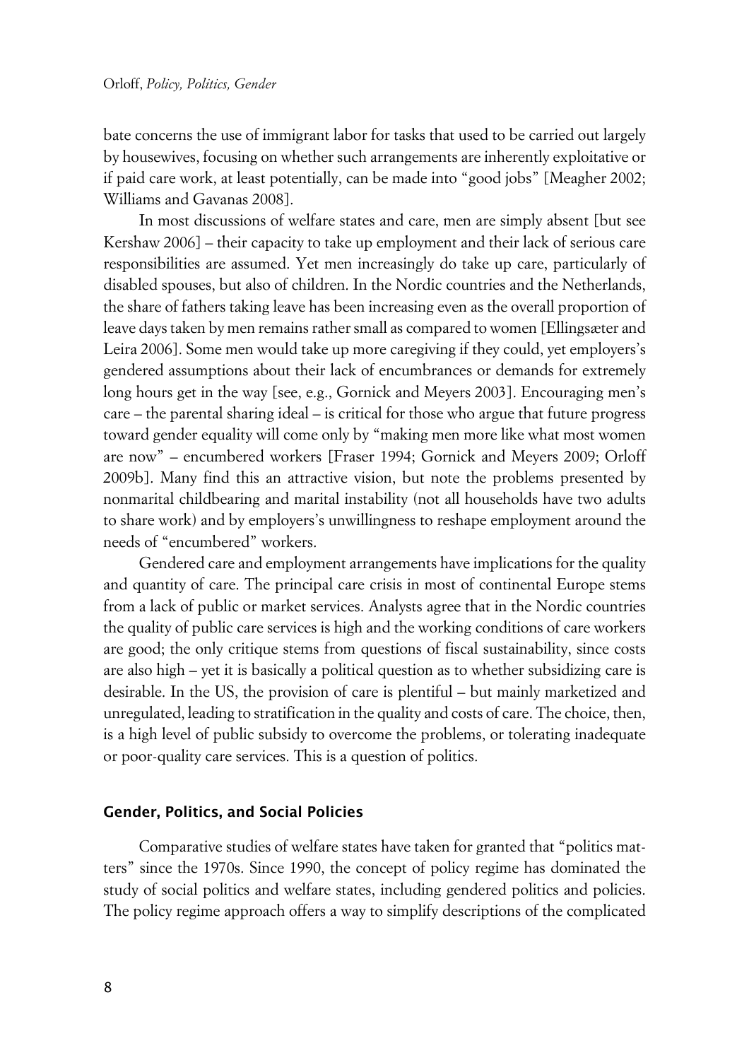bate concerns the use of immigrant labor for tasks that used to be carried out largely by housewives, focusing on whether such arrangements are inherently exploitative or if paid care work, at least potentially, can be made into "good jobs" [Meagher 2002; Williams and Gavanas 2008].

In most discussions of welfare states and care, men are simply absent [but see Kershaw 2006] – their capacity to take up employment and their lack of serious care responsibilities are assumed. Yet men increasingly do take up care, particularly of disabled spouses, but also of children. In the Nordic countries and the Netherlands, the share of fathers taking leave has been increasing even as the overall proportion of leave days taken by men remains rather small as compared to women [Ellingsæter and Leira 2006]. Some men would take up more caregiving if they could, yet employers's gendered assumptions about their lack of encumbrances or demands for extremely long hours get in the way [see, e.g., Gornick and Meyers 2003]. Encouraging men's care – the parental sharing ideal – is critical for those who argue that future progress toward gender equality will come only by "making men more like what most women are now" – encumbered workers [Fraser 1994; Gornick and Meyers 2009; Orloff 2009b]. Many find this an attractive vision, but note the problems presented by nonmarital childbearing and marital instability (not all households have two adults to share work) and by employers's unwillingness to reshape employment around the needs of "encumbered" workers.

Gendered care and employment arrangements have implications for the quality and quantity of care. The principal care crisis in most of continental Europe stems from a lack of public or market services. Analysts agree that in the Nordic countries the quality of public care services is high and the working conditions of care workers are good; the only critique stems from questions of fiscal sustainability, since costs are also high – yet it is basically a political question as to whether subsidizing care is desirable. In the US, the provision of care is plentiful – but mainly marketized and unregulated, leading to stratification in the quality and costs of care. The choice, then, is a high level of public subsidy to overcome the problems, or tolerating inadequate or poor-quality care services. This is a question of politics.

## Gender, Politics, and Social Policies

Comparative studies of welfare states have taken for granted that "politics matters" since the 1970s. Since 1990, the concept of policy regime has dominated the study of social politics and welfare states, including gendered politics and policies. The policy regime approach offers a way to simplify descriptions of the complicated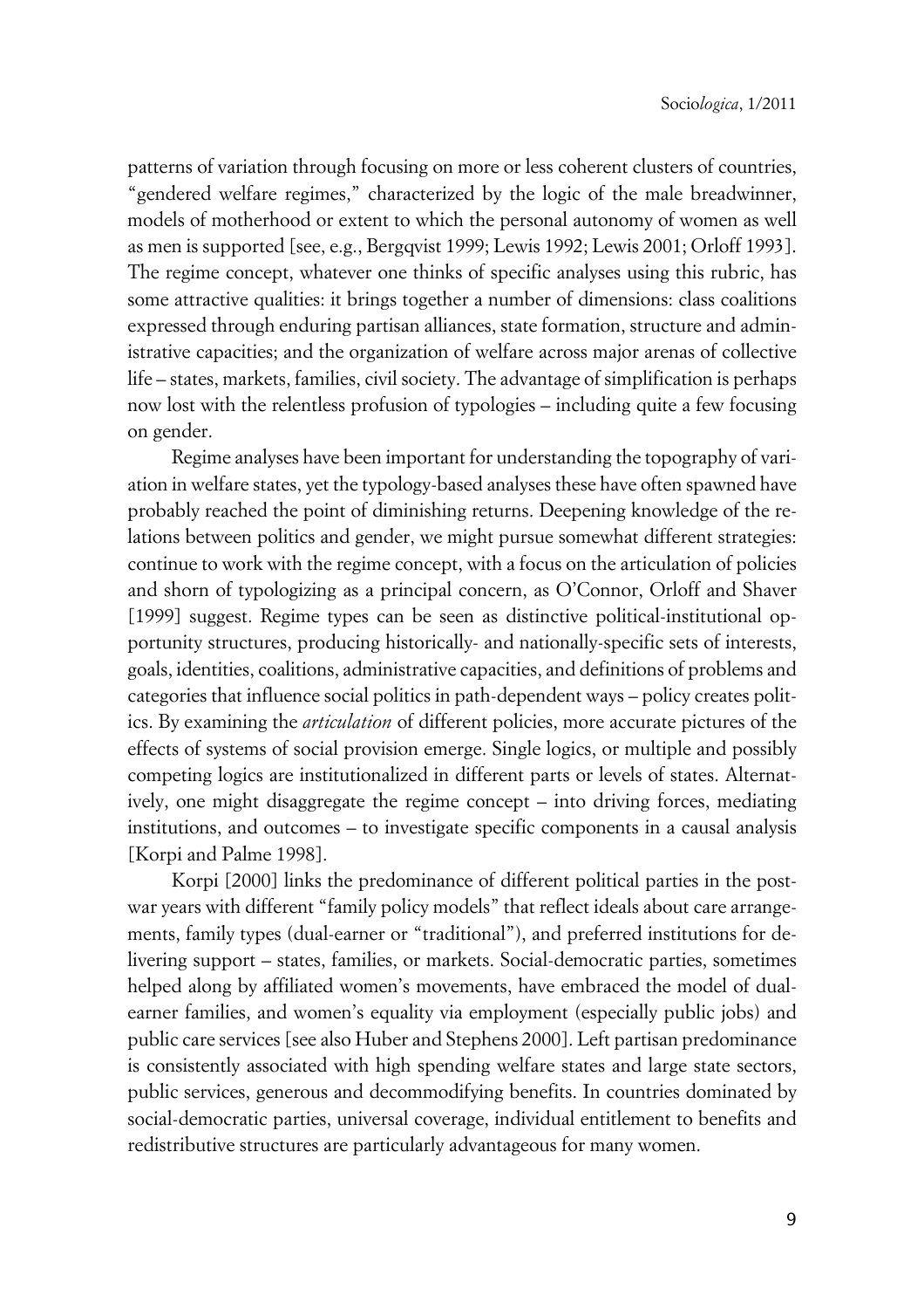patterns of variation through focusing on more or less coherent clusters of countries, "gendered welfare regimes," characterized by the logic of the male breadwinner, models of motherhood or extent to which the personal autonomy of women as well as men is supported [see, e.g., Bergqvist 1999; Lewis 1992; Lewis 2001; Orloff 1993]. The regime concept, whatever one thinks of specific analyses using this rubric, has some attractive qualities: it brings together a number of dimensions: class coalitions expressed through enduring partisan alliances, state formation, structure and administrative capacities; and the organization of welfare across major arenas of collective life – states, markets, families, civil society. The advantage of simplification is perhaps now lost with the relentless profusion of typologies – including quite a few focusing on gender.

Regime analyses have been important for understanding the topography of variation in welfare states, yet the typology-based analyses these have often spawned have probably reached the point of diminishing returns. Deepening knowledge of the relations between politics and gender, we might pursue somewhat different strategies: continue to work with the regime concept, with a focus on the articulation of policies and shorn of typologizing as a principal concern, as O'Connor, Orloff and Shaver [1999] suggest. Regime types can be seen as distinctive political-institutional opportunity structures, producing historically- and nationally-specific sets of interests, goals, identities, coalitions, administrative capacities, and definitions of problems and categories that influence social politics in path-dependent ways – policy creates politics. By examining the *articulation* of different policies, more accurate pictures of the effects of systems of social provision emerge. Single logics, or multiple and possibly competing logics are institutionalized in different parts or levels of states. Alternatively, one might disaggregate the regime concept – into driving forces, mediating institutions, and outcomes – to investigate specific components in a causal analysis [Korpi and Palme 1998].

Korpi [2000] links the predominance of different political parties in the postwar years with different "family policy models" that reflect ideals about care arrangements, family types (dual-earner or "traditional"), and preferred institutions for delivering support – states, families, or markets. Social-democratic parties, sometimes helped along by affiliated women's movements, have embraced the model of dual-earner families, and women's equality via employment (especially public jobs) and public care services [see also Huber and Stephens 2000]. Left partisan predominance is consistently associated with high spending welfare states and large state sectors, public services, generous and decommodifying benefits. In countries dominated by social-democratic parties, universal coverage, individual entitlement to benefits and redistributive structures are particularly advantageous for many women.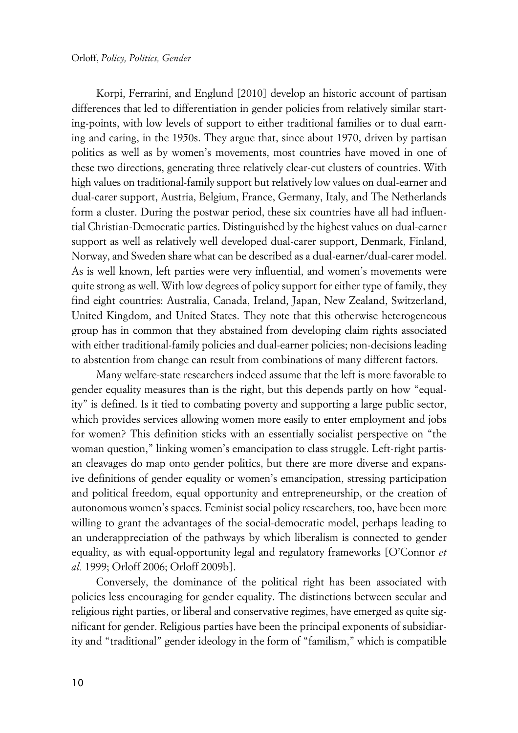Korpi, Ferrarini, and Englund [2010] develop an historic account of partisan differences that led to differentiation in gender policies from relatively similar starting-points, with low levels of support to either traditional families or to dual earning and caring, in the 1950s. They argue that, since about 1970, driven by partisan politics as well as by women's movements, most countries have moved in one of these two directions, generating three relatively clear-cut clusters of countries. With high values on traditional-family support but relatively low values on dual-earner and dual-carer support, Austria, Belgium, France, Germany, Italy, and The Netherlands form a cluster. During the postwar period, these six countries have all had influential Christian-Democratic parties. Distinguished by the highest values on dual-earner support as well as relatively well developed dual-carer support, Denmark, Finland, Norway, and Sweden share what can be described as a dual-earner/dual-carer model. As is well known, left parties were very influential, and women's movements were quite strong as well. With low degrees of policy support for either type of family, they find eight countries: Australia, Canada, Ireland, Japan, New Zealand, Switzerland, United Kingdom, and United States. They note that this otherwise heterogeneous group has in common that they abstained from developing claim rights associated with either traditional-family policies and dual-earner policies; non-decisions leading to abstention from change can result from combinations of many different factors.

Many welfare-state researchers indeed assume that the left is more favorable to gender equality measures than is the right, but this depends partly on how "equality" is defined. Is it tied to combating poverty and supporting a large public sector, which provides services allowing women more easily to enter employment and jobs for women? This definition sticks with an essentially socialist perspective on "the woman question," linking women's emancipation to class struggle. Left-right partisan cleavages do map onto gender politics, but there are more diverse and expansive definitions of gender equality or women's emancipation, stressing participation and political freedom, equal opportunity and entrepreneurship, or the creation of autonomous women's spaces. Feminist social policy researchers, too, have been more willing to grant the advantages of the social-democratic model, perhaps leading to an underappreciation of the pathways by which liberalism is connected to gender equality, as with equal-opportunity legal and regulatory frameworks [O'Connor *et al.* 1999; Orloff 2006; Orloff 2009b].

Conversely, the dominance of the political right has been associated with policies less encouraging for gender equality. The distinctions between secular and religious right parties, or liberal and conservative regimes, have emerged as quite significant for gender. Religious parties have been the principal exponents of subsidiarity and "traditional" gender ideology in the form of "familism," which is compatible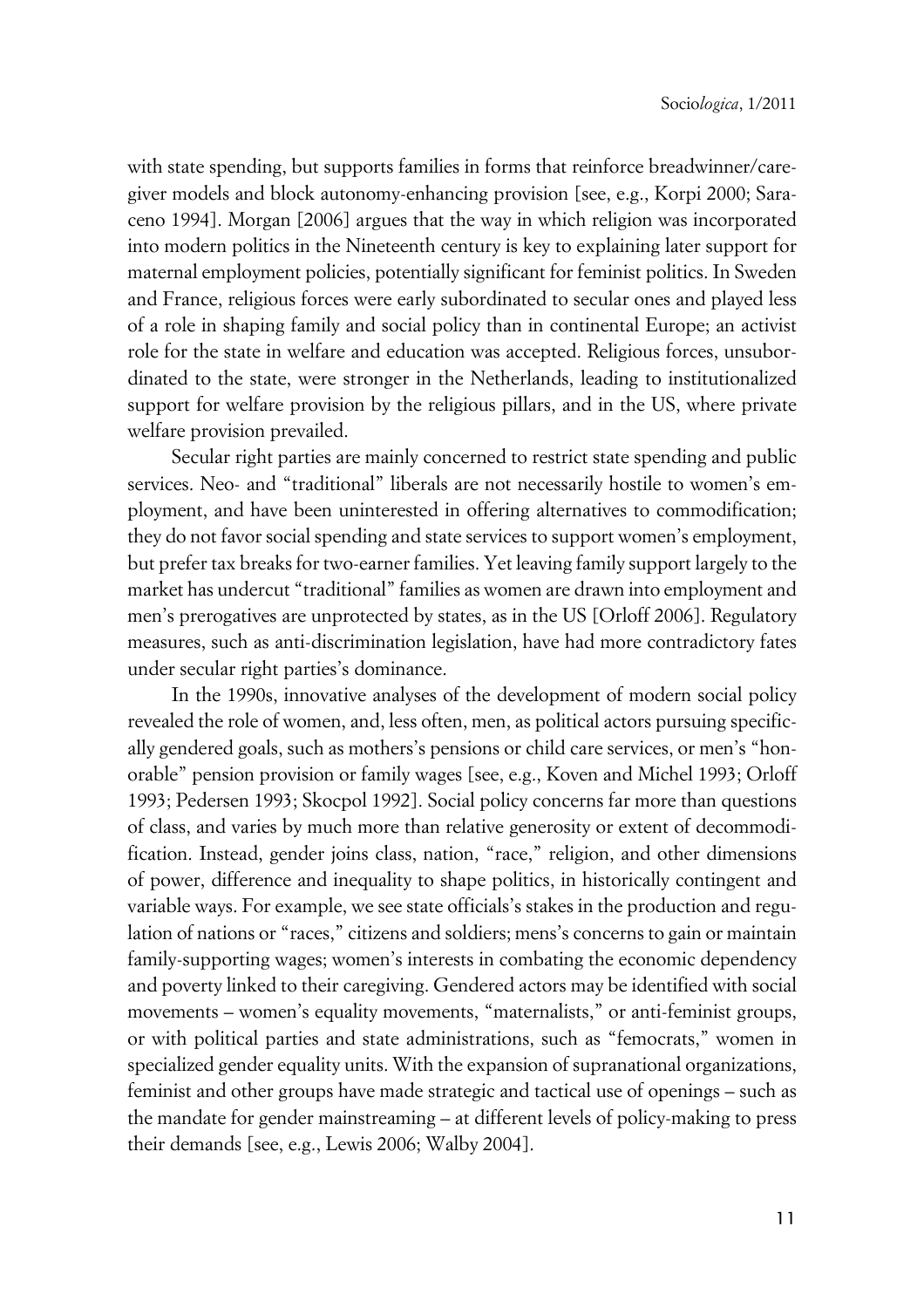with state spending, but supports families in forms that reinforce breadwinner/caregiver models and block autonomy-enhancing provision [see, e.g., Korpi 2000; Saraceno 1994]. Morgan [2006] argues that the way in which religion was incorporated into modern politics in the Nineteenth century is key to explaining later support for maternal employment policies, potentially significant for feminist politics. In Sweden and France, religious forces were early subordinated to secular ones and played less of a role in shaping family and social policy than in continental Europe; an activist role for the state in welfare and education was accepted. Religious forces, unsubordinated to the state, were stronger in the Netherlands, leading to institutionalized support for welfare provision by the religious pillars, and in the US, where private welfare provision prevailed.

Secular right parties are mainly concerned to restrict state spending and public services. Neo- and "traditional" liberals are not necessarily hostile to women's employment, and have been uninterested in offering alternatives to commodification; they do not favor social spending and state services to support women's employment, but prefer tax breaks for two-earner families. Yet leaving family support largely to the market has undercut "traditional" families as women are drawn into employment and men's prerogatives are unprotected by states, as in the US [Orloff 2006]. Regulatory measures, such as anti-discrimination legislation, have had more contradictory fates under secular right parties's dominance.

In the 1990s, innovative analyses of the development of modern social policy revealed the role of women, and, less often, men, as political actors pursuing specifically gendered goals, such as mothers's pensions or child care services, or men's "honorable" pension provision or family wages [see, e.g., Koven and Michel 1993; Orloff 1993; Pedersen 1993; Skocpol 1992]. Social policy concerns far more than questions of class, and varies by much more than relative generosity or extent of decommodification. Instead, gender joins class, nation, "race," religion, and other dimensions of power, difference and inequality to shape politics, in historically contingent and variable ways. For example, we see state officials's stakes in the production and regulation of nations or "races," citizens and soldiers; mens's concerns to gain or maintain family-supporting wages; women's interests in combating the economic dependency and poverty linked to their caregiving. Gendered actors may be identified with social movements – women's equality movements, "maternalists," or anti-feminist groups, or with political parties and state administrations, such as "femocrats," women in specialized gender equality units. With the expansion of supranational organizations, feminist and other groups have made strategic and tactical use of openings – such as the mandate for gender mainstreaming – at different levels of policy-making to press their demands [see, e.g., Lewis 2006; Walby 2004].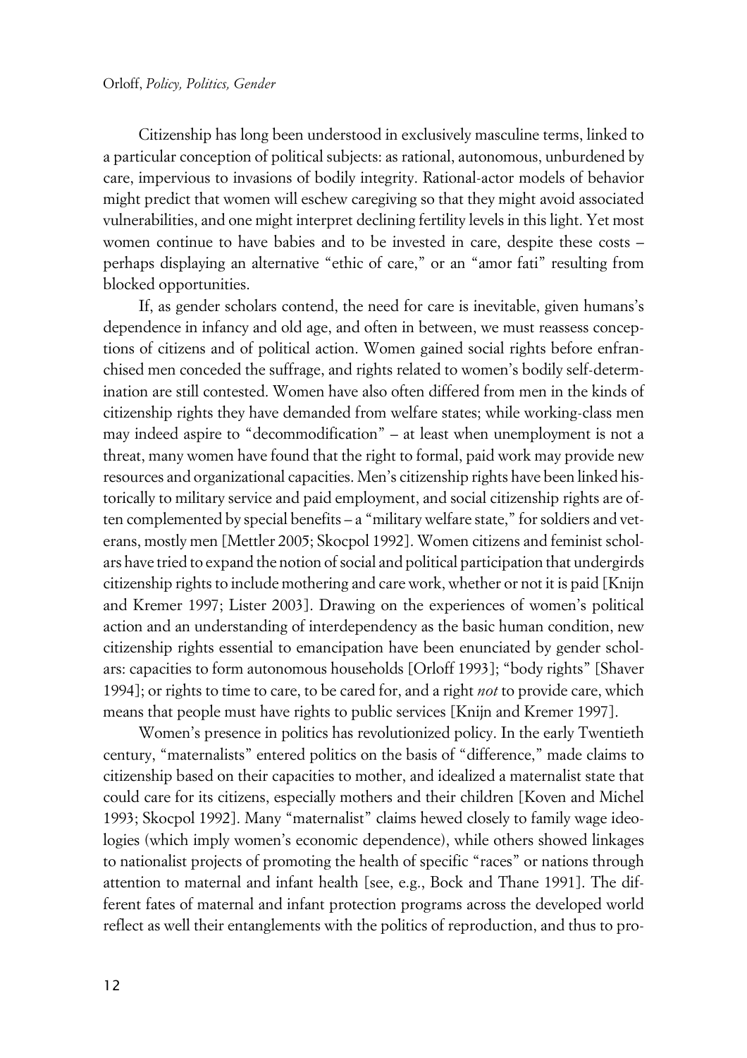Citizenship has long been understood in exclusively masculine terms, linked to a particular conception of political subjects: as rational, autonomous, unburdened by care, impervious to invasions of bodily integrity. Rational-actor models of behavior might predict that women will eschew caregiving so that they might avoid associated vulnerabilities, and one might interpret declining fertility levels in this light. Yet most women continue to have babies and to be invested in care, despite these costs – perhaps displaying an alternative "ethic of care," or an "amor fati" resulting from blocked opportunities.

If, as gender scholars contend, the need for care is inevitable, given humans's dependence in infancy and old age, and often in between, we must reassess conceptions of citizens and of political action. Women gained social rights before enfranchised men conceded the suffrage, and rights related to women's bodily self-determination are still contested. Women have also often differed from men in the kinds of citizenship rights they have demanded from welfare states; while working-class men may indeed aspire to "decommodification" – at least when unemployment is not a threat, many women have found that the right to formal, paid work may provide new resources and organizational capacities. Men's citizenship rights have been linked historically to military service and paid employment, and social citizenship rights are often complemented by special benefits – a "military welfare state," for soldiers and veterans, mostly men [Mettler 2005; Skocpol 1992]. Women citizens and feminist scholars have tried to expand the notion of social and political participation that undergirds citizenship rights to include mothering and care work, whether or not it is paid [Knijn and Kremer 1997; Lister 2003]. Drawing on the experiences of women's political action and an understanding of interdependency as the basic human condition, new citizenship rights essential to emancipation have been enunciated by gender scholars: capacities to form autonomous households [Orloff 1993]; "body rights" [Shaver 1994]; or rights to time to care, to be cared for, and a right *not* to provide care, which means that people must have rights to public services [Knijn and Kremer 1997].

Women's presence in politics has revolutionized policy. In the early Twentieth century, "maternalists" entered politics on the basis of "difference," made claims to citizenship based on their capacities to mother, and idealized a maternalist state that could care for its citizens, especially mothers and their children [Koven and Michel 1993; Skocpol 1992]. Many "maternalist" claims hewed closely to family wage ideologies (which imply women's economic dependence), while others showed linkages to nationalist projects of promoting the health of specific "races" or nations through attention to maternal and infant health [see, e.g., Bock and Thane 1991]. The different fates of maternal and infant protection programs across the developed world reflect as well their entanglements with the politics of reproduction, and thus to pro-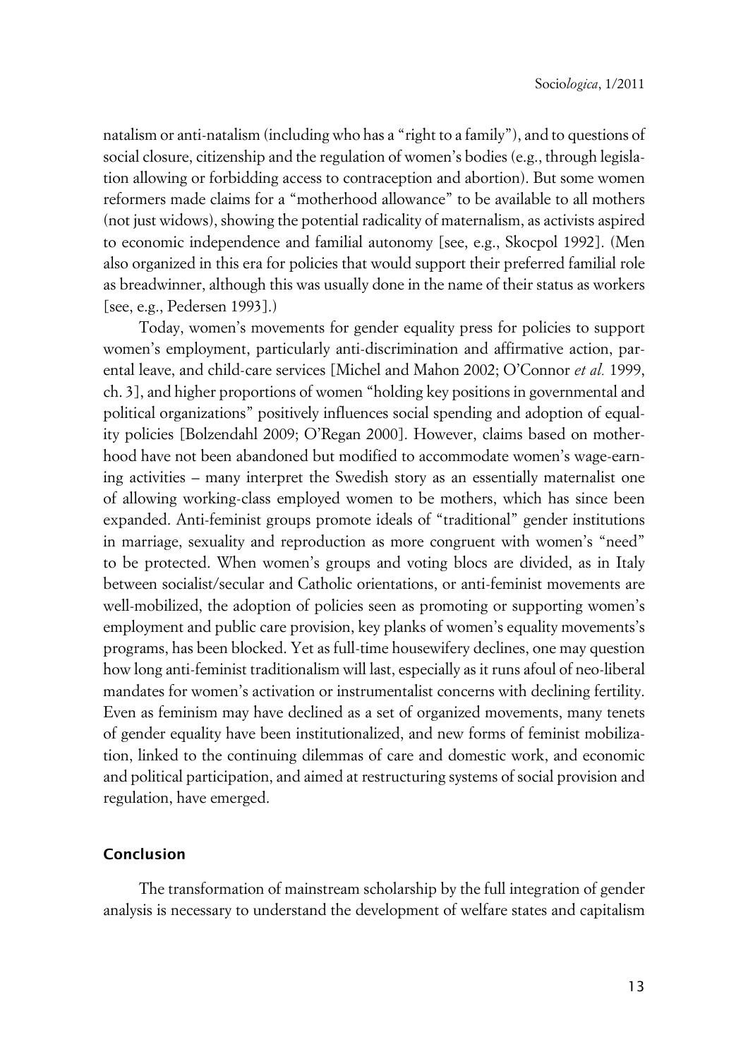natalism or anti-natalism (including who has a "right to a family"), and to questions of social closure, citizenship and the regulation of women's bodies (e.g., through legislation allowing or forbidding access to contraception and abortion). But some women reformers made claims for a "motherhood allowance" to be available to all mothers (not just widows), showing the potential radicality of maternalism, as activists aspired to economic independence and familial autonomy [see, e.g., Skocpol 1992]. (Men also organized in this era for policies that would support their preferred familial role as breadwinner, although this was usually done in the name of their status as workers [see, e.g., Pedersen 1993].)

Today, women's movements for gender equality press for policies to support women's employment, particularly anti-discrimination and affirmative action, parental leave, and child-care services [Michel and Mahon 2002; O'Connor *et al.* 1999, ch. 3], and higher proportions of women "holding key positions in governmental and political organizations" positively influences social spending and adoption of equality policies [Bolzendahl 2009; O'Regan 2000]. However, claims based on motherhood have not been abandoned but modified to accommodate women's wage-earning activities – many interpret the Swedish story as an essentially maternalist one of allowing working-class employed women to be mothers, which has since been expanded. Anti-feminist groups promote ideals of "traditional" gender institutions in marriage, sexuality and reproduction as more congruent with women's "need" to be protected. When women's groups and voting blocs are divided, as in Italy between socialist/secular and Catholic orientations, or anti-feminist movements are well-mobilized, the adoption of policies seen as promoting or supporting women's employment and public care provision, key planks of women's equality movements's programs, has been blocked. Yet as full-time housewifery declines, one may question how long anti-feminist traditionalism will last, especially as it runs afoul of neo-liberal mandates for women's activation or instrumentalist concerns with declining fertility. Even as feminism may have declined as a set of organized movements, many tenets of gender equality have been institutionalized, and new forms of feminist mobilization, linked to the continuing dilemmas of care and domestic work, and economic and political participation, and aimed at restructuring systems of social provision and regulation, have emerged.

## Conclusion

The transformation of mainstream scholarship by the full integration of gender analysis is necessary to understand the development of welfare states and capitalism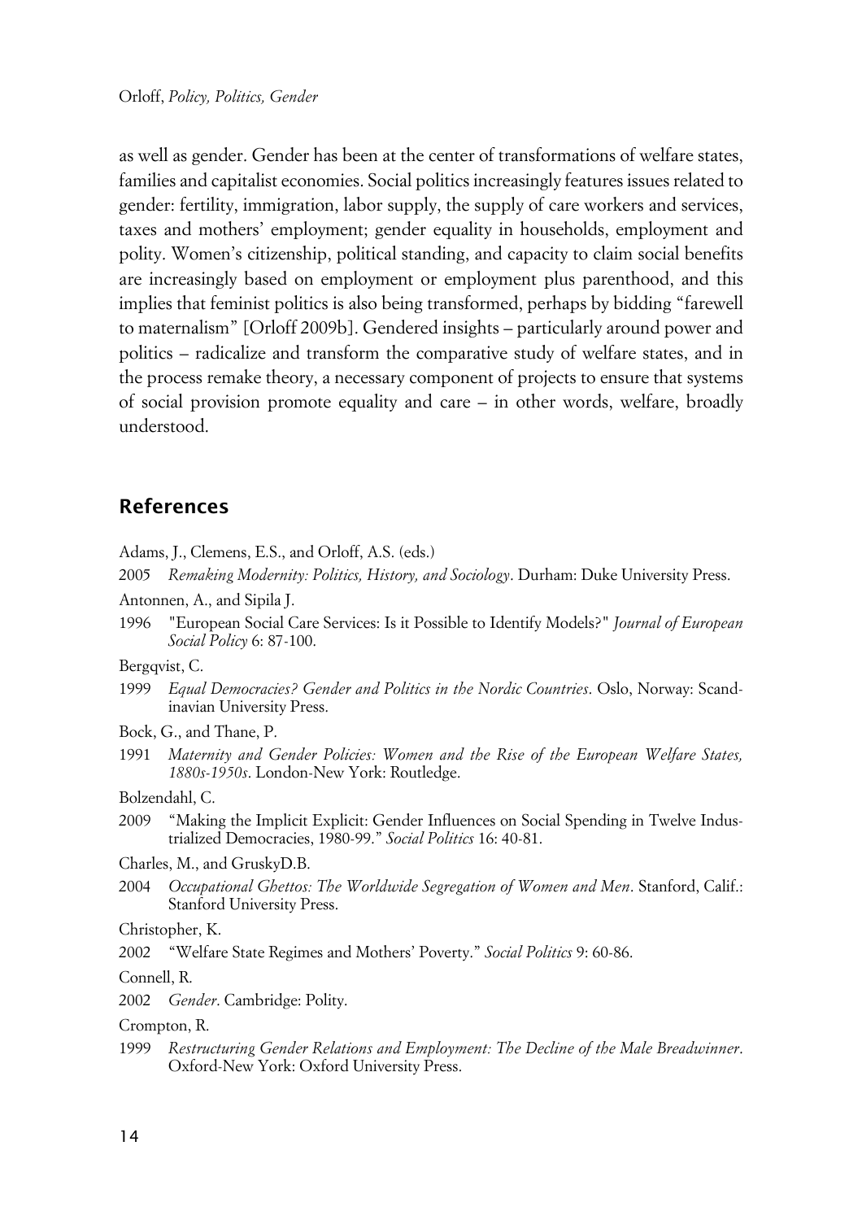as well as gender. Gender has been at the center of transformations of welfare states, families and capitalist economies. Social politics increasingly features issues related to gender: fertility, immigration, labor supply, the supply of care workers and services, taxes and mothers' employment; gender equality in households, employment and polity. Women's citizenship, political standing, and capacity to claim social benefits are increasingly based on employment or employment plus parenthood, and this implies that feminist politics is also being transformed, perhaps by bidding "farewell to maternalism" [Orloff 2009b]. Gendered insights – particularly around power and politics – radicalize and transform the comparative study of welfare states, and in the process remake theory, a necessary component of projects to ensure that systems of social provision promote equality and care – in other words, welfare, broadly understood.

## References

Adams, J., Clemens, E.S., and Orloff, A.S. (eds.)

2005 *Remaking Modernity: Politics, History, and Sociology*. Durham: Duke University Press.

Antonnen, A., and Sipila J.

1996 "European Social Care Services: Is it Possible to Identify Models?" *Journal of European Social Policy* 6: 87-100.

Bergqvist, C.

1999 *Equal Democracies? Gender and Politics in the Nordic Countries*. Oslo, Norway: Scandinavian University Press.

Bock, G., and Thane, P.

1991 *Maternity and Gender Policies: Women and the Rise of the European Welfare States, 1880s-1950s*. London-New York: Routledge.

Bolzendahl, C.

2009 "Making the Implicit Explicit: Gender Influences on Social Spending in Twelve Industrialized Democracies, 1980-99." *Social Politics* 16: 40-81.

Charles, M., and GruskyD.B.

2004 *Occupational Ghettos: The Worldwide Segregation of Women and Men*. Stanford, Calif.: Stanford University Press.

Christopher, K.

2002 "Welfare State Regimes and Mothers' Poverty." *Social Politics* 9: 60-86.

Connell, R.

2002 *Gender*. Cambridge: Polity.

Crompton, R.

1999 *Restructuring Gender Relations and Employment: The Decline of the Male Breadwinner*. Oxford-New York: Oxford University Press.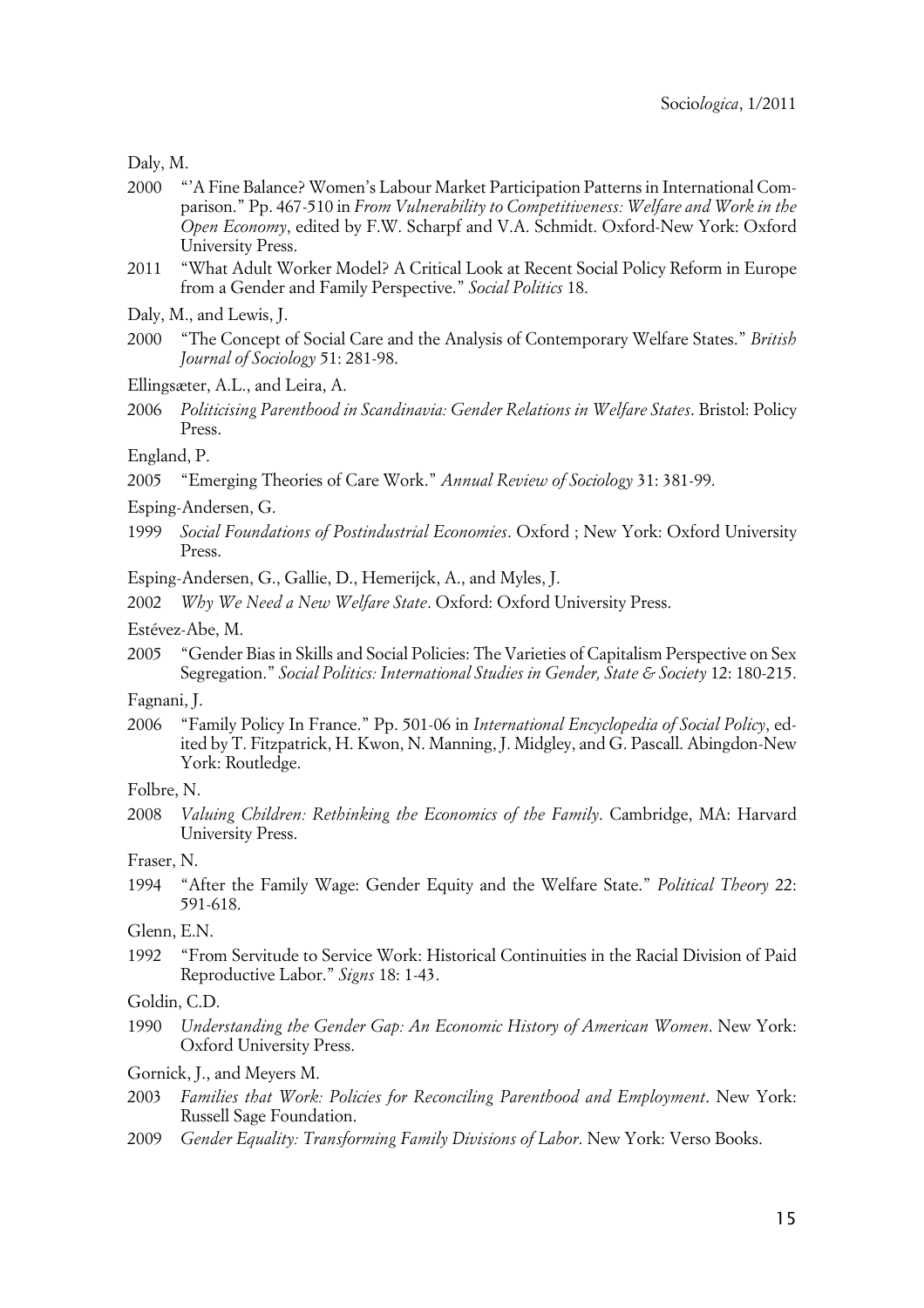Daly, M.

2000 "'A Fine Balance? Women's Labour Market Participation Patterns in International Comparison." Pp. 467-510 in *From Vulnerability to Competitiveness: Welfare and Work in the Open Economy*, edited by F.W. Scharpf and V.A. Schmidt. Oxford-New York: Oxford University Press.

2011 "What Adult Worker Model? A Critical Look at Recent Social Policy Reform in Europe from a Gender and Family Perspective." *Social Politics* 18.

Daly, M., and Lewis, J.

2000 "The Concept of Social Care and the Analysis of Contemporary Welfare States." *British Journal of Sociology* 51: 281-98.

Ellingsæter, A.L., and Leira, A.

2006 *Politicising Parenthood in Scandinavia: Gender Relations in Welfare States*. Bristol: Policy Press.

England, P.

2005 "Emerging Theories of Care Work." *Annual Review of Sociology* 31: 381-99.

Esping-Andersen, G.

1999 *Social Foundations of Postindustrial Economies*. Oxford ; New York: Oxford University Press.

Esping-Andersen, G., Gallie, D., Hemerijck, A., and Myles, J.

2002 *Why We Need a New Welfare State*. Oxford: Oxford University Press.

Estévez-Abe, M.

2005 "Gender Bias in Skills and Social Policies: The Varieties of Capitalism Perspective on Sex Segregation." *Social Politics: International Studies in Gender, State & Society* 12: 180-215.

Fagnani, J.

2006 "Family Policy In France." Pp. 501-06 in *International Encyclopedia of Social Policy*, edited by T. Fitzpatrick, H. Kwon, N. Manning, J. Midgley, and G. Pascall. Abingdon-New York: Routledge.

Folbre, N.

2008 *Valuing Children: Rethinking the Economics of the Family*. Cambridge, MA: Harvard University Press.

Fraser, N.

1994 "After the Family Wage: Gender Equity and the Welfare State." *Political Theory* 22: 591-618.

Glenn, E.N.

1992 "From Servitude to Service Work: Historical Continuities in the Racial Division of Paid Reproductive Labor." *Signs* 18: 1-43.

Goldin, C.D.

1990 *Understanding the Gender Gap: An Economic History of American Women*. New York: Oxford University Press.

Gornick, J., and Meyers M.

2003 *Families that Work: Policies for Reconciling Parenthood and Employment*. New York: Russell Sage Foundation.

2009 *Gender Equality: Transforming Family Divisions of Labor*. New York: Verso Books.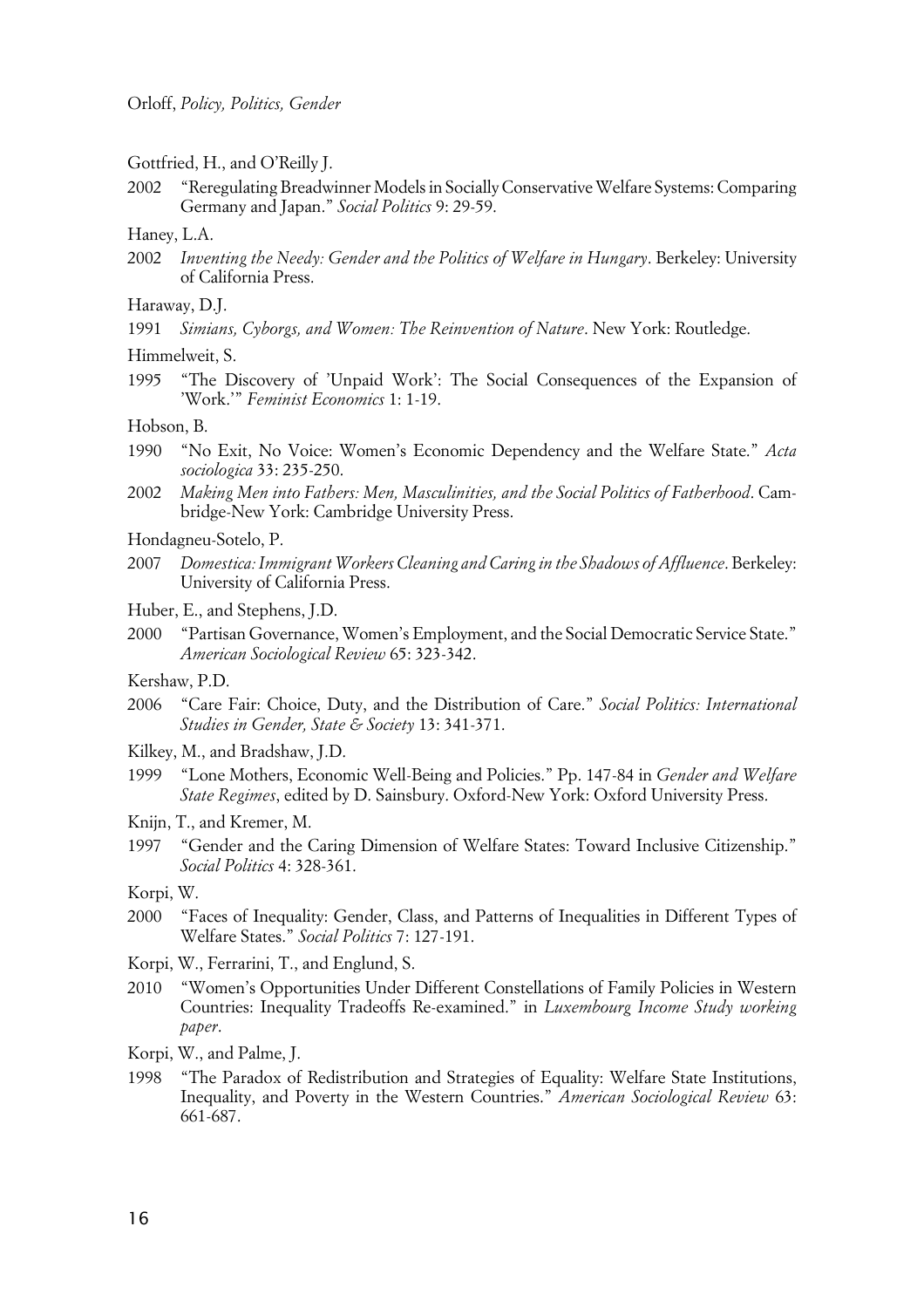Gottfried, H., and O'Reilly J.

2002 "Reregulating Breadwinner Models in Socially Conservative Welfare Systems: Comparing Germany and Japan." *Social Politics* 9: 29-59.

Haney, L.A.

2002 *Inventing the Needy: Gender and the Politics of Welfare in Hungary*. Berkeley: University of California Press.

Haraway, D.J.

1991 *Simians, Cyborgs, and Women: The Reinvention of Nature*. New York: Routledge.

Himmelweit, S.

1995 "The Discovery of 'Unpaid Work': The Social Consequences of the Expansion of 'Work.'" *Feminist Economics* 1: 1-19.

Hobson, B.

1990 "No Exit, No Voice: Women's Economic Dependency and the Welfare State." *Acta sociologica* 33: 235-250.

2002 *Making Men into Fathers: Men, Masculinities, and the Social Politics of Fatherhood*. Cambridge-New York: Cambridge University Press.

Hondagneu-Sotelo, P.

2007 *Domestica: Immigrant Workers Cleaning and Caring in the Shadows of Affluence*. Berkeley: University of California Press.

Huber, E., and Stephens, J.D.

2000 "Partisan Governance, Women's Employment, and the Social Democratic Service State." *American Sociological Review* 65: 323-342.

Kershaw, P.D.

2006 "Care Fair: Choice, Duty, and the Distribution of Care." *Social Politics: International Studies in Gender, State & Society* 13: 341-371.

Kilkey, M., and Bradshaw, J.D.

1999 "Lone Mothers, Economic Well-Being and Policies." Pp. 147-84 in *Gender and Welfare State Regimes*, edited by D. Sainsbury. Oxford-New York: Oxford University Press.

Knijn, T., and Kremer, M.

1997 "Gender and the Caring Dimension of Welfare States: Toward Inclusive Citizenship." *Social Politics* 4: 328-361.

Korpi, W.

2000 "Faces of Inequality: Gender, Class, and Patterns of Inequalities in Different Types of Welfare States." *Social Politics* 7: 127-191.

Korpi, W., Ferrarini, T., and Englund, S.

2010 "Women's Opportunities Under Different Constellations of Family Policies in Western Countries: Inequality Tradeoffs Re-examined." in *Luxembourg Income Study working paper*.

Korpi, W., and Palme, J.

1998 "The Paradox of Redistribution and Strategies of Equality: Welfare State Institutions, Inequality, and Poverty in the Western Countries." *American Sociological Review* 63: 661-687.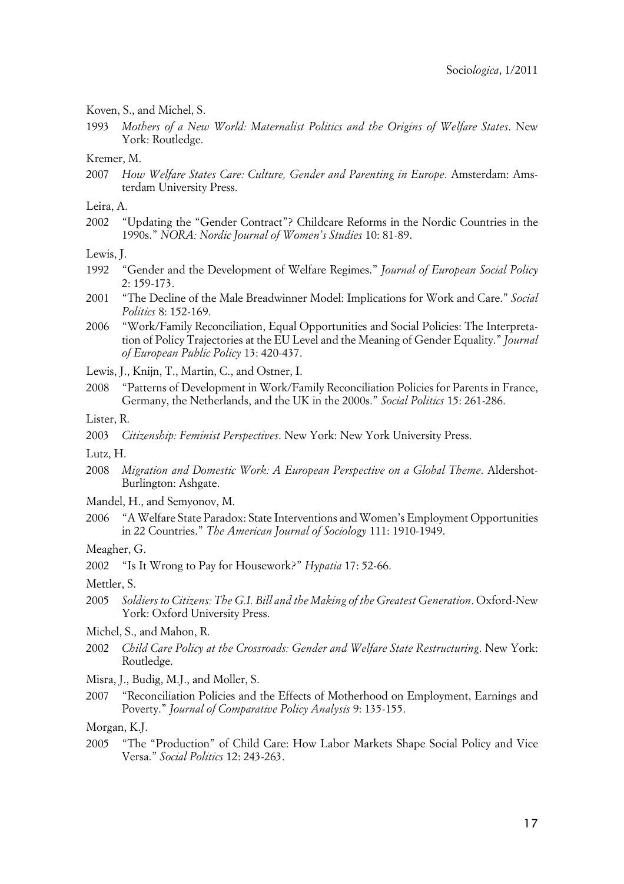Koven, S., and Michel, S.

1993 *Mothers of a New World: Maternalist Politics and the Origins of Welfare States*. New York: Routledge.

Kremer, M.

2007 *How Welfare States Care: Culture, Gender and Parenting in Europe*. Amsterdam: Amsterdam University Press.

Leira, A.

2002 "Updating the "Gender Contract"? Childcare Reforms in the Nordic Countries in the 1990s." *NORA: Nordic Journal of Women's Studies* 10: 81-89.

Lewis, J.

1992 "Gender and the Development of Welfare Regimes." *Journal of European Social Policy* 2: 159-173.

2001 "The Decline of the Male Breadwinner Model: Implications for Work and Care." *Social Politics* 8: 152-169.

2006 "Work/Family Reconciliation, Equal Opportunities and Social Policies: The Interpretation of Policy Trajectories at the EU Level and the Meaning of Gender Equality." *Journal of European Public Policy* 13: 420-437.

Lewis, J., Knijn, T., Martin, C., and Ostner, I.

2008 "Patterns of Development in Work/Family Reconciliation Policies for Parents in France, Germany, the Netherlands, and the UK in the 2000s." *Social Politics* 15: 261-286.

Lister, R.

2003 *Citizenship: Feminist Perspectives*. New York: New York University Press.

Lutz, H.

2008 *Migration and Domestic Work: A European Perspective on a Global Theme*. Aldershot-Burlington: Ashgate.

Mandel, H., and Semyonov, M.

2006 "A Welfare State Paradox: State Interventions and Women's Employment Opportunities in 22 Countries." *The American Journal of Sociology* 111: 1910-1949.

Meagher, G.

2002 "Is It Wrong to Pay for Housework?" *Hypatia* 17: 52-66.

Mettler, S.

2005 *Soldiers to Citizens: The G.I. Bill and the Making of the Greatest Generation*. Oxford-New York: Oxford University Press.

Michel, S., and Mahon, R.

2002 *Child Care Policy at the Crossroads: Gender and Welfare State Restructuring*. New York: Routledge.

Misra, J., Budig, M.J., and Moller, S.

2007 "Reconciliation Policies and the Effects of Motherhood on Employment, Earnings and Poverty." *Journal of Comparative Policy Analysis* 9: 135-155.

Morgan, K.J.

2005 "The "Production" of Child Care: How Labor Markets Shape Social Policy and Vice Versa." *Social Politics* 12: 243-263.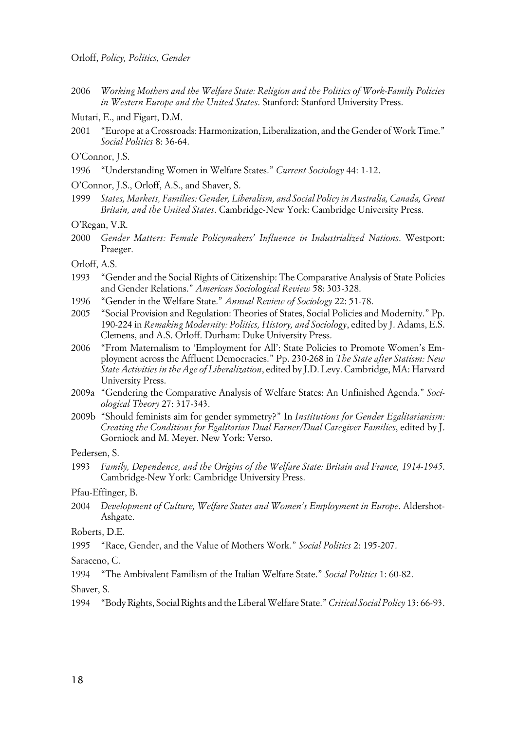2006 *Working Mothers and the Welfare State: Religion and the Politics of Work-Family Policies in Western Europe and the United States*. Stanford: Stanford University Press.

Mutari, E., and Figart, D.M.

2001 "Europe at a Crossroads: Harmonization, Liberalization, and the Gender of Work Time." *Social Politics* 8: 36-64.

O'Connor, J.S.

1996 "Understanding Women in Welfare States." *Current Sociology* 44: 1-12.

O'Connor, J.S., Orloff, A.S., and Shaver, S.

1999 *States, Markets, Families: Gender, Liberalism, and Social Policy in Australia, Canada, Great Britain, and the United States*. Cambridge-New York: Cambridge University Press.

O'Regan, V.R.

2000 *Gender Matters: Female Policymakers' Influence in Industrialized Nations*. Westport: Praeger.

Orloff, A.S.

1993 "Gender and the Social Rights of Citizenship: The Comparative Analysis of State Policies and Gender Relations." *American Sociological Review* 58: 303-328.

1996 "Gender in the Welfare State." *Annual Review of Sociology* 22: 51-78.

2005 "Social Provision and Regulation: Theories of States, Social Policies and Modernity." Pp. 190-224 in *Remaking Modernity: Politics, History, and Sociology*, edited by J. Adams, E.S. Clemens, and A.S. Orloff. Durham: Duke University Press.

2006 "From Maternalism to 'Employment for All': State Policies to Promote Women's Employment across the Affluent Democracies." Pp. 230-268 in *The State after Statism: New State Activities in the Age of Liberalization*, edited by J.D. Levy. Cambridge, MA: Harvard University Press.

2009a "Gendering the Comparative Analysis of Welfare States: An Unfinished Agenda." *Sociological Theory* 27: 317-343.

2009b "Should feminists aim for gender symmetry?" In *Institutions for Gender Egalitarianism: Creating the Conditions for Egalitarian Dual Earner/Dual Caregiver Families*, edited by J. Gorniock and M. Meyer. New York: Verso.

Pedersen, S.

1993 *Family, Dependence, and the Origins of the Welfare State: Britain and France, 1914-1945*. Cambridge-New York: Cambridge University Press.

Pfau-Effinger, B.

2004 *Development of Culture, Welfare States and Women's Employment in Europe*. Aldershot-Ashgate.

Roberts, D.E.

1995 "Race, Gender, and the Value of Mothers Work." *Social Politics* 2: 195-207.

Saraceno, C.

1994 "The Ambivalent Familism of the Italian Welfare State." *Social Politics* 1: 60-82.

Shaver, S.

1994 "Body Rights, Social Rights and the Liberal Welfare State." *Critical Social Policy* 13: 66-93.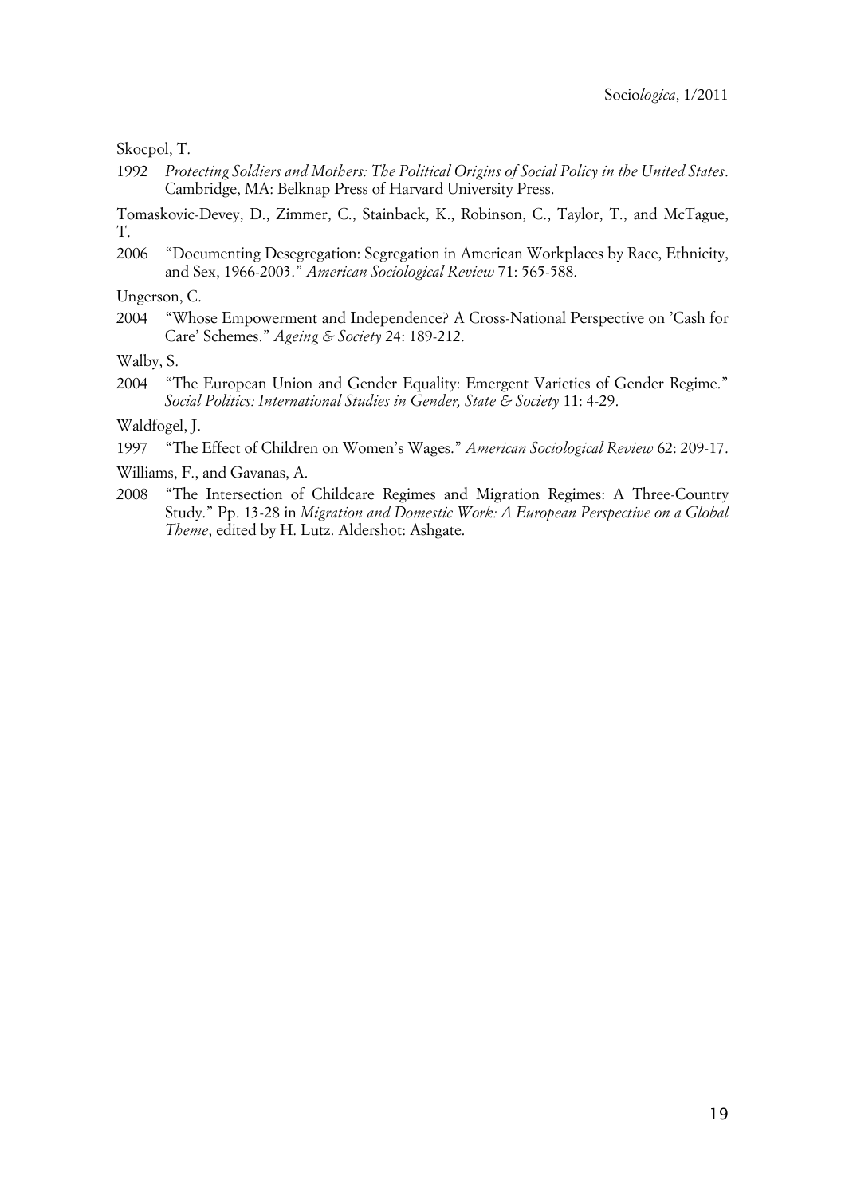Skocpol, T.

1992 *Protecting Soldiers and Mothers: The Political Origins of Social Policy in the United States*. Cambridge, MA: Belknap Press of Harvard University Press.

Tomaskovic-Devey, D., Zimmer, C., Stainback, K., Robinson, C., Taylor, T., and McTague, T.

2006 "Documenting Desegregation: Segregation in American Workplaces by Race, Ethnicity, and Sex, 1966-2003." *American Sociological Review* 71: 565-588.

Ungerson, C.

2004 "Whose Empowerment and Independence? A Cross-National Perspective on 'Cash for Care' Schemes." *Ageing & Society* 24: 189-212.

Walby, S.

2004 "The European Union and Gender Equality: Emergent Varieties of Gender Regime." *Social Politics: International Studies in Gender, State & Society* 11: 4-29.

Waldfogel, J.

1997 "The Effect of Children on Women's Wages." *American Sociological Review* 62: 209-17.

Williams, F., and Gavanas, A.

2008 "The Intersection of Childcare Regimes and Migration Regimes: A Three-Country Study." Pp. 13-28 in *Migration and Domestic Work: A European Perspective on a Global Theme*, edited by H. Lutz. Aldershot: Ashgate.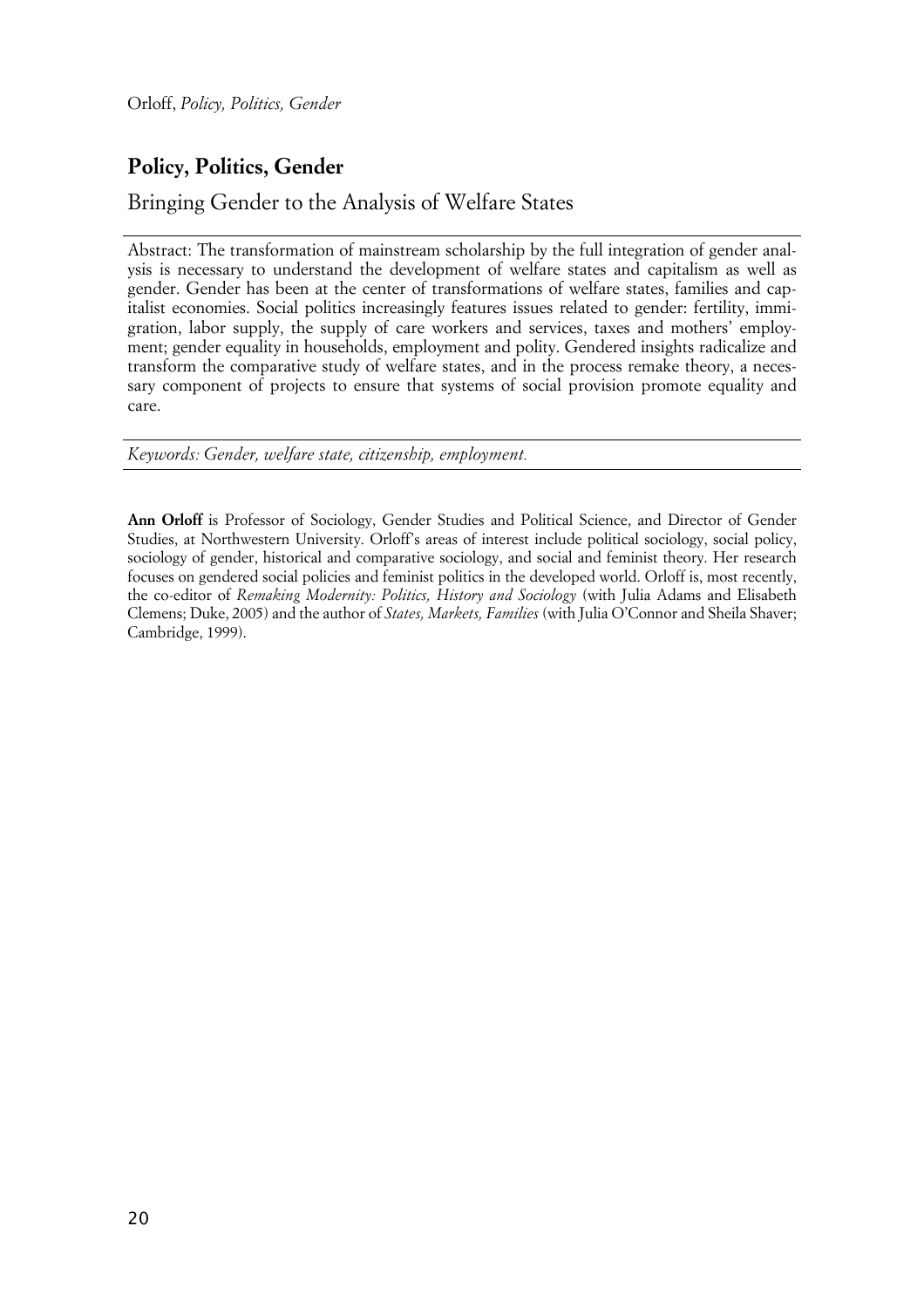# Policy, Politics, Gender

## Bringing Gender to the Analysis of Welfare States

Abstract: The transformation of mainstream scholarship by the full integration of gender analysis is necessary to understand the development of welfare states and capitalism as well as gender. Gender has been at the center of transformations of welfare states, families and capitalist economies. Social politics increasingly features issues related to gender: fertility, immigration, labor supply, the supply of care workers and services, taxes and mothers' employment; gender equality in households, employment and polity. Gendered insights radicalize and transform the comparative study of welfare states, and in the process remake theory, a necessary component of projects to ensure that systems of social provision promote equality and care.

*Keywords: Gender, welfare state, citizenship, employment.*

**Ann Orloff** is Professor of Sociology, Gender Studies and Political Science, and Director of Gender Studies, at Northwestern University. Orloff's areas of interest include political sociology, social policy, sociology of gender, historical and comparative sociology, and social and feminist theory. Her research focuses on gendered social policies and feminist politics in the developed world. Orloff is, most recently, the co-editor of *Remaking Modernity: Politics, History and Sociology* (with Julia Adams and Elisabeth Clemens; Duke, 2005) and the author of *States, Markets, Families* (with Julia O'Connor and Sheila Shaver; Cambridge, 1999).